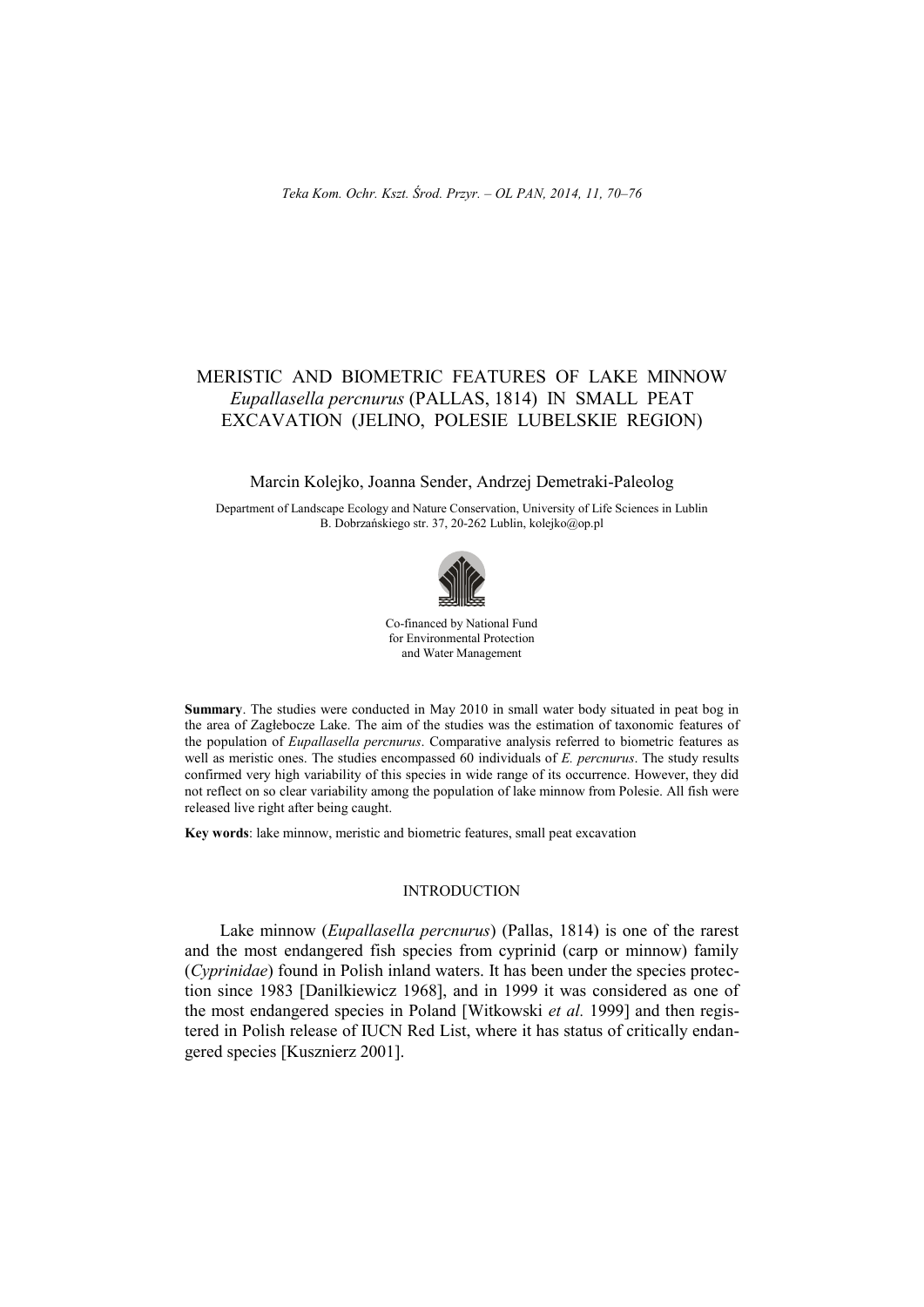# MERISTIC AND BIOMETRIC FEATURES OF LAKE MINNOW *Eupallasella percnurus* (PALLAS, 1814) IN SMALL PEAT EXCAVATION (JELINO, POLESIE LUBELSKIE REGION)

Marcin Kolejko, Joanna Sender, Andrzej Demetraki-Paleolog

Department of Landscape Ecology and Nature Conservation, University of Life Sciences in Lublin
B. Dobrzańskiego str. 37, 20-262 Lublin, kolejko@op.pl

Co-financed by National Fund
for Environmental Protection
and Water Management

**Summary**. The studies were conducted in May 2010 in small water body situated in peat bog in the area of Zagłebocze Lake. The aim of the studies was the estimation of taxonomic features of the population of *Eupallasella percnurus*. Comparative analysis referred to biometric features as well as meristic ones. The studies encompassed 60 individuals of *E. percnurus*. The study results confirmed very high variability of this species in wide range of its occurrence. However, they did not reflect on so clear variability among the population of lake minnow from Polesie. All fish were released live right after being caught.

**Key words**: lake minnow, meristic and biometric features, small peat excavation

## INTRODUCTION

Lake minnow (*Eupallasella percnurus*) (Pallas, 1814) is one of the rarest and the most endangered fish species from cyprinid (carp or minnow) family (*Cyprinidae*) found in Polish inland waters. It has been under the species protection since 1983 [Danilkiewicz 1968], and in 1999 it was considered as one of the most endangered species in Poland [Witkowski *et al.* 1999] and then registered in Polish release of IUCN Red List, where it has status of critically endangered species [Kusznierz 2001].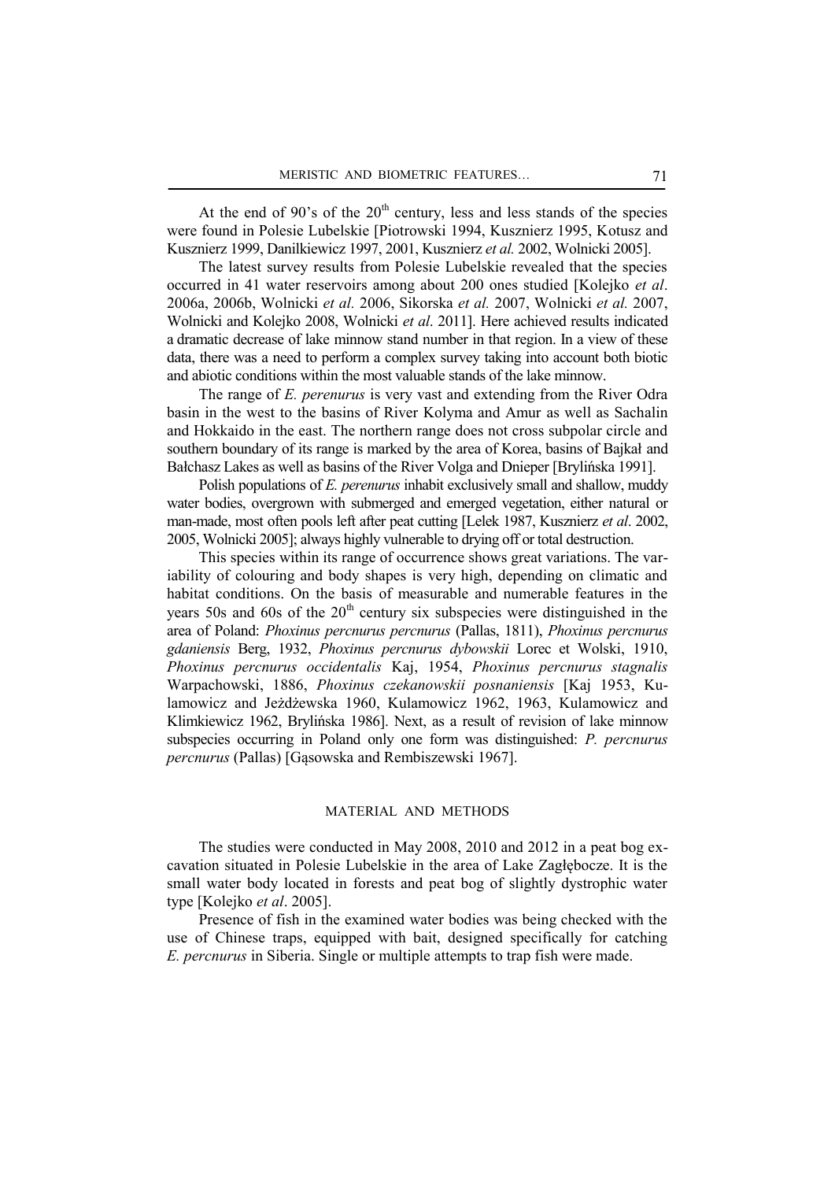At the end of 90's of the $20^{th}$ century, less and less stands of the species were found in Polesie Lubelskie [Piotrowski 1994, Kusznierz 1995, Kotusz and Kusznierz 1999, Danilkiewicz 1997, 2001, Kusznierz *et al.* 2002, Wolnicki 2005].

The latest survey results from Polesie Lubelskie revealed that the species occurred in 41 water reservoirs among about 200 ones studied [Kolejko *et al*. 2006a, 2006b, Wolnicki *et al.* 2006, Sikorska *et al.* 2007, Wolnicki *et al.* 2007, Wolnicki and Kolejko 2008, Wolnicki *et al*. 2011]. Here achieved results indicated a dramatic decrease of lake minnow stand number in that region. In a view of these data, there was a need to perform a complex survey taking into account both biotic and abiotic conditions within the most valuable stands of the lake minnow.

The range of *E. perenurus* is very vast and extending from the River Odra basin in the west to the basins of River Kolyma and Amur as well as Sachalin and Hokkaido in the east. The northern range does not cross subpolar circle and southern boundary of its range is marked by the area of Korea, basins of Bajkał and Bałchasz Lakes as well as basins of the River Volga and Dnieper [Brylińska 1991].

Polish populations of *E. perenurus* inhabit exclusively small and shallow, muddy water bodies, overgrown with submerged and emerged vegetation, either natural or man-made, most often pools left after peat cutting [Lelek 1987, Kusznierz *et al*. 2002, 2005, Wolnicki 2005]; always highly vulnerable to drying off or total destruction.

This species within its range of occurrence shows great variations. The variability of colouring and body shapes is very high, depending on climatic and habitat conditions. On the basis of measurable and numerable features in the years 50s and 60s of the $20^{th}$ century six subspecies were distinguished in the area of Poland: *Phoxinus percnurus percnurus* (Pallas, 1811), *Phoxinus percnurus gdaniensis* Berg, 1932, *Phoxinus percnurus dybowskii* Lorec et Wolski, 1910, *Phoxinus percnurus occidentalis* Kaj, 1954, *Phoxinus percnurus stagnalis* Warpachowski, 1886, *Phoxinus czekanowskii posnaniensis* [Kaj 1953, Kulamowicz and Jeżdżewska 1960, Kulamowicz 1962, 1963, Kulamowicz and Klimkiewicz 1962, Brylińska 1986]. Next, as a result of revision of lake minnow subspecies occurring in Poland only one form was distinguished: *P. percnurus percnurus* (Pallas) [Gąsowska and Rembiszewski 1967].

## MATERIAL AND METHODS

The studies were conducted in May 2008, 2010 and 2012 in a peat bog excavation situated in Polesie Lubelskie in the area of Lake Zagłębocze. It is the small water body located in forests and peat bog of slightly dystrophic water type [Kolejko *et al*. 2005].

Presence of fish in the examined water bodies was being checked with the use of Chinese traps, equipped with bait, designed specifically for catching *E. percnurus* in Siberia. Single or multiple attempts to trap fish were made.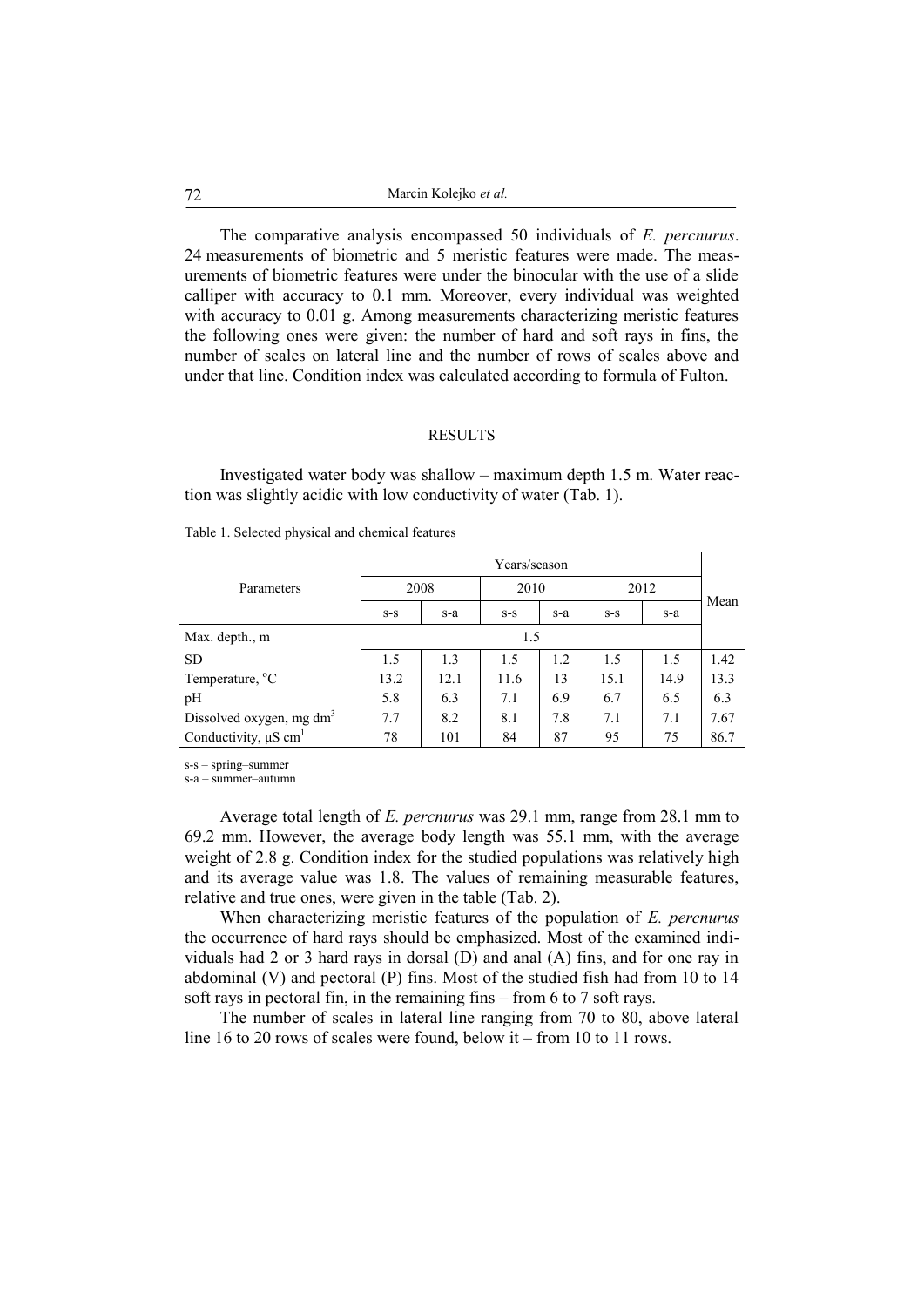The comparative analysis encompassed 50 individuals of *E. percnurus*. 24 measurements of biometric and 5 meristic features were made. The measurements of biometric features were under the binocular with the use of a slide calliper with accuracy to 0.1 mm. Moreover, every individual was weighted with accuracy to 0.01 g. Among measurements characterizing meristic features the following ones were given: the number of hard and soft rays in fins, the number of scales on lateral line and the number of rows of scales above and under that line. Condition index was calculated according to formula of Fulton.

## RESULTS

Investigated water body was shallow – maximum depth 1.5 m. Water reaction was slightly acidic with low conductivity of water (Tab. 1).

Table 1. Selected physical and chemical features

| Parameters | Years/season | | | | | | Mean |
|---|---|---|---|---|---|---|---|
| | 2008 | | 2010 | | 2012 | | |
| | s-s | s-a | s-s | s-a | s-s | s-a | |
| Max. depth., m | 1.5 | | | | | | |
| SD | 1.5 | 1.3 | 1.5 | 1.2 | 1.5 | 1.5 | 1.42 |
| Temperature, °C | 13.2 | 12.1 | 11.6 | 13 | 15.1 | 14.9 | 13.3 |
| pH | 5.8 | 6.3 | 7.1 | 6.9 | 6.7 | 6.5 | 6.3 |
| Dissolved oxygen, mg dm$^3$ | 7.7 | 8.2 | 8.1 | 7.8 | 7.1 | 7.1 | 7.67 |
| Conductivity, µS cm$^1$ | 78 | 101 | 84 | 87 | 95 | 75 | 86.7 |

s-s – spring–summer
s-a – summer–autumn

Average total length of *E. percnurus* was 29.1 mm, range from 28.1 mm to 69.2 mm. However, the average body length was 55.1 mm, with the average weight of 2.8 g. Condition index for the studied populations was relatively high and its average value was 1.8. The values of remaining measurable features, relative and true ones, were given in the table (Tab. 2).

When characterizing meristic features of the population of *E. percnurus* the occurrence of hard rays should be emphasized. Most of the examined individuals had 2 or 3 hard rays in dorsal (D) and anal (A) fins, and for one ray in abdominal (V) and pectoral (P) fins. Most of the studied fish had from 10 to 14 soft rays in pectoral fin, in the remaining fins – from 6 to 7 soft rays.

The number of scales in lateral line ranging from 70 to 80, above lateral line 16 to 20 rows of scales were found, below it – from 10 to 11 rows.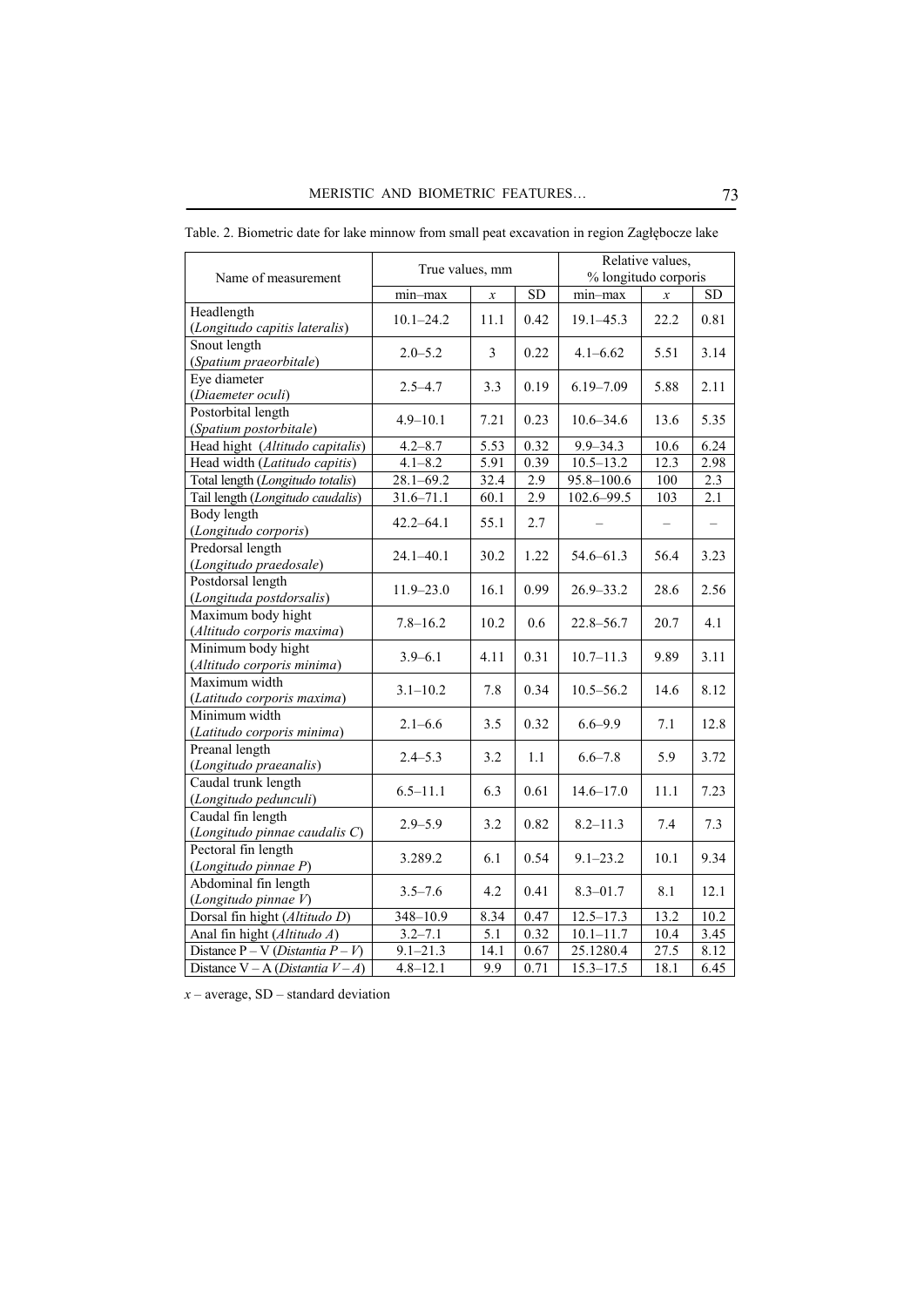Table. 2. Biometric date for lake minnow from small peat excavation in region Zagłębocze lake

| Name of measurement | True values, mm | | | Relative values, % longitudo corporis | | |
|---|---|---|---|---|---|---|
| | min–max | *x* | SD | min–max | *x* | SD |
| Headlength (*Longitudo capitis lateralis*) | 10.1–24.2 | 11.1 | 0.42 | 19.1–45.3 | 22.2 | 0.81 |
| Snout length (*Spatium praeorbitale*) | 2.0–5.2 | 3 | 0.22 | 4.1–6.62 | 5.51 | 3.14 |
| Eye diameter (*Diaemeter oculi*) | 2.5–4.7 | 3.3 | 0.19 | 6.19–7.09 | 5.88 | 2.11 |
| Postorbital length (*Spatium postorbitale*) | 4.9–10.1 | 7.21 | 0.23 | 10.6–34.6 | 13.6 | 5.35 |
| Head hight (*Altitudo capitalis*) | 4.2–8.7 | 5.53 | 0.32 | 9.9–34.3 | 10.6 | 6.24 |
| Head width (*Latitudo capitis*) | 4.1–8.2 | 5.91 | 0.39 | 10.5–13.2 | 12.3 | 2.98 |
| Total length (*Longitudo totalis*) | 28.1–69.2 | 32.4 | 2.9 | 95.8–100.6 | 100 | 2.3 |
| Tail length (*Longitudo caudalis*) | 31.6–71.1 | 60.1 | 2.9 | 102.6–99.5 | 103 | 2.1 |
| Body length (*Longitudo corporis*) | 42.2–64.1 | 55.1 | 2.7 | – | – | – |
| Predorsal length (*Longitudo praedosale*) | 24.1–40.1 | 30.2 | 1.22 | 54.6–61.3 | 56.4 | 3.23 |
| Postdorsal length (*Longituda postdorsalis*) | 11.9–23.0 | 16.1 | 0.99 | 26.9–33.2 | 28.6 | 2.56 |
| Maximum body hight (*Altitudo corporis maxima*) | 7.8–16.2 | 10.2 | 0.6 | 22.8–56.7 | 20.7 | 4.1 |
| Minimum body hight (*Altitudo corporis minima*) | 3.9–6.1 | 4.11 | 0.31 | 10.7–11.3 | 9.89 | 3.11 |
| Maximum width (*Latitudo corporis maxima*) | 3.1–10.2 | 7.8 | 0.34 | 10.5–56.2 | 14.6 | 8.12 |
| Minimum width (*Latitudo corporis minima*) | 2.1–6.6 | 3.5 | 0.32 | 6.6–9.9 | 7.1 | 12.8 |
| Preanal length (*Longitudo praeanalis*) | 2.4–5.3 | 3.2 | 1.1 | 6.6–7.8 | 5.9 | 3.72 |
| Caudal trunk length (*Longitudo pedunculi*) | 6.5–11.1 | 6.3 | 0.61 | 14.6–17.0 | 11.1 | 7.23 |
| Caudal fin length (*Longitudo pinnae caudalis C*) | 2.9–5.9 | 3.2 | 0.82 | 8.2–11.3 | 7.4 | 7.3 |
| Pectoral fin length (*Longitudo pinnae P*) | 3.289.2 | 6.1 | 0.54 | 9.1–23.2 | 10.1 | 9.34 |
| Abdominal fin length (*Longitudo pinnae V*) | 3.5–7.6 | 4.2 | 0.41 | 8.3–01.7 | 8.1 | 12.1 |
| Dorsal fin hight (*Altitudo D*) | 348–10.9 | 8.34 | 0.47 | 12.5–17.3 | 13.2 | 10.2 |
| Anal fin hight (*Altitudo A*) | 3.2–7.1 | 5.1 | 0.32 | 10.1–11.7 | 10.4 | 3.45 |
| Distance P – V (*Distantia P – V*) | 9.1–21.3 | 14.1 | 0.67 | 25.1280.4 | 27.5 | 8.12 |
| Distance V – A (*Distantia V – A*) | 4.8–12.1 | 9.9 | 0.71 | 15.3–17.5 | 18.1 | 6.45 |

*x* – average, SD – standard deviation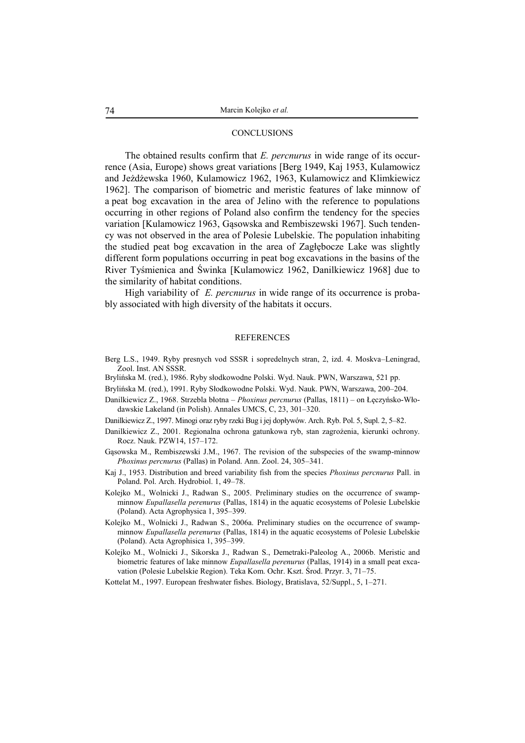## CONCLUSIONS

The obtained results confirm that *E. percnurus* in wide range of its occurrence (Asia, Europe) shows great variations [Berg 1949, Kaj 1953, Kulamowicz and Jeżdżewska 1960, Kulamowicz 1962, 1963, Kulamowicz and Klimkiewicz 1962]. The comparison of biometric and meristic features of lake minnow of a peat bog excavation in the area of Jelino with the reference to populations occurring in other regions of Poland also confirm the tendency for the species variation [Kulamowicz 1963, Gąsowska and Rembiszewski 1967]. Such tendency was not observed in the area of Polesie Lubelskie. The population inhabiting the studied peat bog excavation in the area of Zagłębocze Lake was slightly different form populations occurring in peat bog excavations in the basins of the River Tyśmienica and Świnka [Kulamowicz 1962, Danilkiewicz 1968] due to the similarity of habitat conditions.

High variability of *E. percnurus* in wide range of its occurrence is probably associated with high diversity of the habitats it occurs.

## REFERENCES

Berg L.S., 1949. Ryby presnych vod SSSR i sopredelnych stran, 2, izd. 4. Moskva–Leningrad, Zool. Inst. AN SSSR.

Brylińska M. (red.), 1986. Ryby słodkowodne Polski. Wyd. Nauk. PWN, Warszawa, 521 pp.

Brylińska M. (red.), 1991. Ryby Słodkowodne Polski. Wyd. Nauk. PWN, Warszawa, 200–204.

Danilkiewicz Z., 1968. Strzebla błotna – *Phoxinus percnurus* (Pallas, 1811) – on Łęczyńsko-Włodawskie Lakeland (in Polish). Annales UMCS, C, 23, 301–320.

Danilkiewicz Z., 1997. Minogi oraz ryby rzeki Bug i jej dopływów. Arch. Ryb. Pol. 5, Supl. 2, 5–82.

Danilkiewicz Z., 2001. Regionalna ochrona gatunkowa ryb, stan zagrożenia, kierunki ochrony. Rocz. Nauk. PZW14, 157–172.

Gąsowska M., Rembiszewski J.M., 1967. The revision of the subspecies of the swamp-minnow *Phoxinus percnurus* (Pallas) in Poland. Ann. Zool. 24, 305–341.

Kaj J., 1953. Distribution and breed variability fish from the species *Phoxinus percnurus* Pall. in Poland. Pol. Arch. Hydrobiol. 1, 49–78.

Kolejko M., Wolnicki J., Radwan S., 2005. Preliminary studies on the occurrence of swamp-minnow *Eupallasella perenurus* (Pallas, 1814) in the aquatic ecosystems of Polesie Lubelskie (Poland). Acta Agrophysica 1, 395–399.

Kolejko M., Wolnicki J., Radwan S., 2006a. Preliminary studies on the occurrence of swamp-minnow *Eupallasella perenurus* (Pallas, 1814) in the aquatic ecosystems of Polesie Lubelskie (Poland). Acta Agrophisica 1, 395–399.

Kolejko M., Wolnicki J., Sikorska J., Radwan S., Demetraki-Paleolog A., 2006b. Meristic and biometric features of lake minnow *Eupallasella perenurus* (Pallas, 1914) in a small peat excavation (Polesie Lubelskie Region). Teka Kom. Ochr. Kszt. Środ. Przyr. 3, 71–75.

Kottelat M., 1997. European freshwater fishes. Biology, Bratislava, 52/Suppl., 5, 1–271.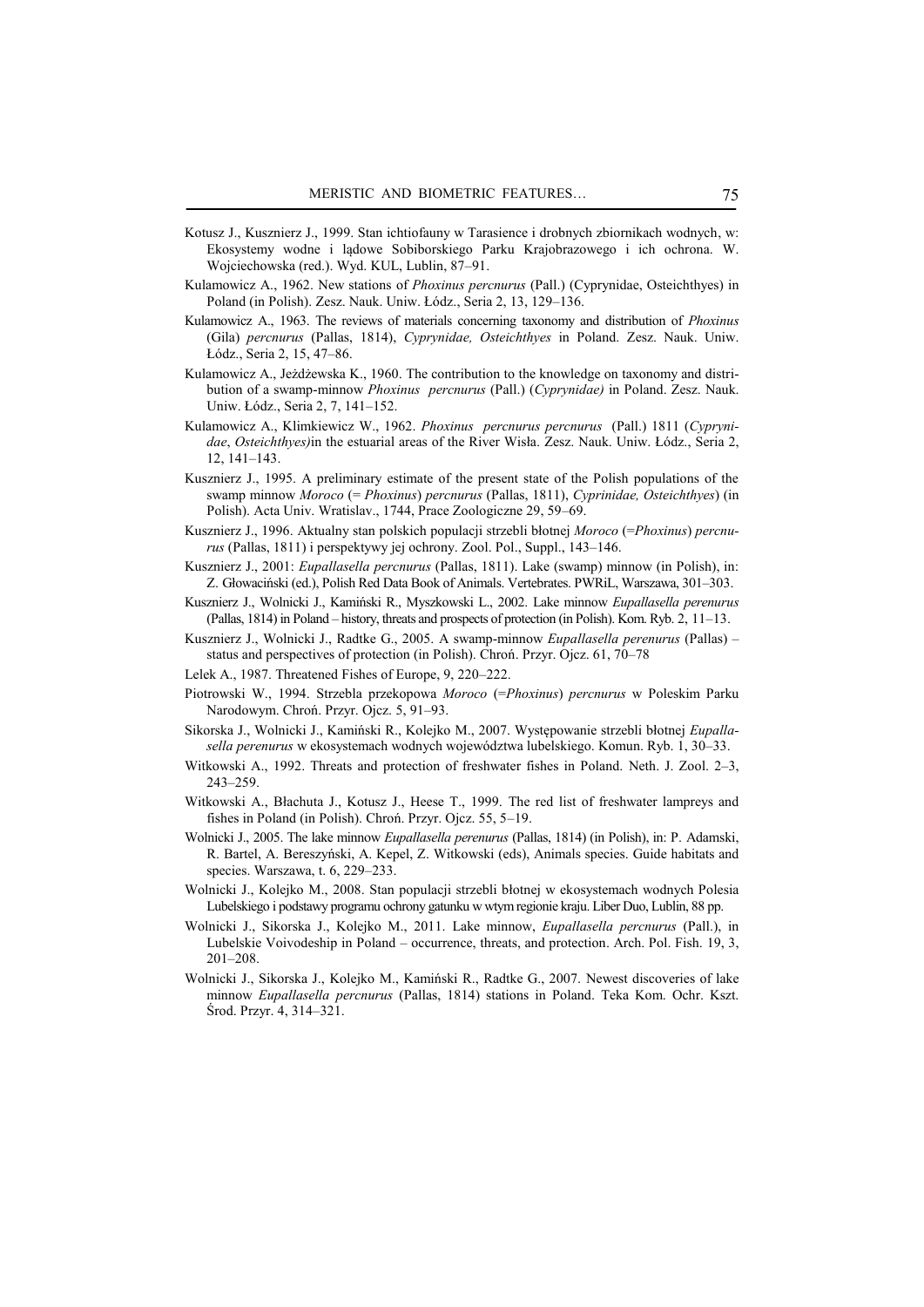Kotusz J., Kusznierz J., 1999. Stan ichtiofauny w Tarasience i drobnych zbiornikach wodnych, w: Ekosystemy wodne i lądowe Sobiborskiego Parku Krajobrazowego i ich ochrona. W. Wojciechowska (red.). Wyd. KUL, Lublin, 87–91.

Kulamowicz A., 1962. New stations of *Phoxinus percnurus* (Pall.) (Cyprynidae, Osteichthyes) in Poland (in Polish). Zesz. Nauk. Uniw. Łódz., Seria 2, 13, 129–136.

Kulamowicz A., 1963. The reviews of materials concerning taxonomy and distribution of *Phoxinus* (Gila) *percnurus* (Pallas, 1814), *Cyprynidae, Osteichthyes* in Poland. Zesz. Nauk. Uniw. Łódz., Seria 2, 15, 47–86.

Kulamowicz A., Jeżdżewska K., 1960. The contribution to the knowledge on taxonomy and distribution of a swamp-minnow *Phoxinus percnurus* (Pall.) (*Cyprynidae)* in Poland. Zesz. Nauk. Uniw. Łódz., Seria 2, 7, 141–152.

Kulamowicz A., Klimkiewicz W., 1962. *Phoxinus percnurus percnurus* (Pall.) 1811 (*Cyprynidae*, *Osteichthyes)*in the estuarial areas of the River Wisła. Zesz. Nauk. Uniw. Łódz., Seria 2, 12, 141–143.

Kusznierz J., 1995. A preliminary estimate of the present state of the Polish populations of the swamp minnow *Moroco* (= *Phoxinus*) *percnurus* (Pallas, 1811), *Cyprinidae, Osteichthyes*) (in Polish). Acta Univ. Wratislav., 1744, Prace Zoologiczne 29, 59–69.

Kusznierz J., 1996. Aktualny stan polskich populacji strzebli błotnej *Moroco* (=*Phoxinus*) *percnurus* (Pallas, 1811) i perspektywy jej ochrony. Zool. Pol., Suppl., 143–146.

Kusznierz J., 2001: *Eupallasella percnurus* (Pallas, 1811). Lake (swamp) minnow (in Polish), in: Z. Głowaciński (ed.), Polish Red Data Book of Animals. Vertebrates. PWRiL, Warszawa, 301–303.

Kusznierz J., Wolnicki J., Kamiński R., Myszkowski L., 2002. Lake minnow *Eupallasella perenurus* (Pallas, 1814) in Poland – history, threats and prospects of protection (in Polish). Kom. Ryb. 2, 11–13.

Kusznierz J., Wolnicki J., Radtke G., 2005. A swamp-minnow *Eupallasella perenurus* (Pallas) – status and perspectives of protection (in Polish). Chroń. Przyr. Ojcz. 61, 70–78

Lelek A., 1987. Threatened Fishes of Europe, 9, 220–222.

Piotrowski W., 1994. Strzebla przekopowa *Moroco* (=*Phoxinus*) *percnurus* w Poleskim Parku Narodowym. Chroń. Przyr. Ojcz. 5, 91–93.

Sikorska J., Wolnicki J., Kamiński R., Kolejko M., 2007. Występowanie strzebli błotnej *Eupallasella perenurus* w ekosystemach wodnych województwa lubelskiego. Komun. Ryb. 1, 30–33.

Witkowski A., 1992. Threats and protection of freshwater fishes in Poland. Neth. J. Zool. 2–3, 243–259.

Witkowski A., Błachuta J., Kotusz J., Heese T., 1999. The red list of freshwater lampreys and fishes in Poland (in Polish). Chroń. Przyr. Ojcz. 55, 5–19.

Wolnicki J., 2005. The lake minnow *Eupallasella perenurus* (Pallas, 1814) (in Polish), in: P. Adamski, R. Bartel, A. Bereszyński, A. Kepel, Z. Witkowski (eds), Animals species. Guide habitats and species. Warszawa, t. 6, 229–233.

Wolnicki J., Kolejko M., 2008. Stan populacji strzebli błotnej w ekosystemach wodnych Polesia Lubelskiego i podstawy programu ochrony gatunku w wtym regionie kraju. Liber Duo, Lublin, 88 pp.

Wolnicki J., Sikorska J., Kolejko M., 2011. Lake minnow, *Eupallasella percnurus* (Pall.), in Lubelskie Voivodeship in Poland – occurrence, threats, and protection. Arch. Pol. Fish. 19, 3, 201–208.

Wolnicki J., Sikorska J., Kolejko M., Kamiński R., Radtke G., 2007. Newest discoveries of lake minnow *Eupallasella percnurus* (Pallas, 1814) stations in Poland. Teka Kom. Ochr. Kszt. Środ. Przyr. 4, 314–321.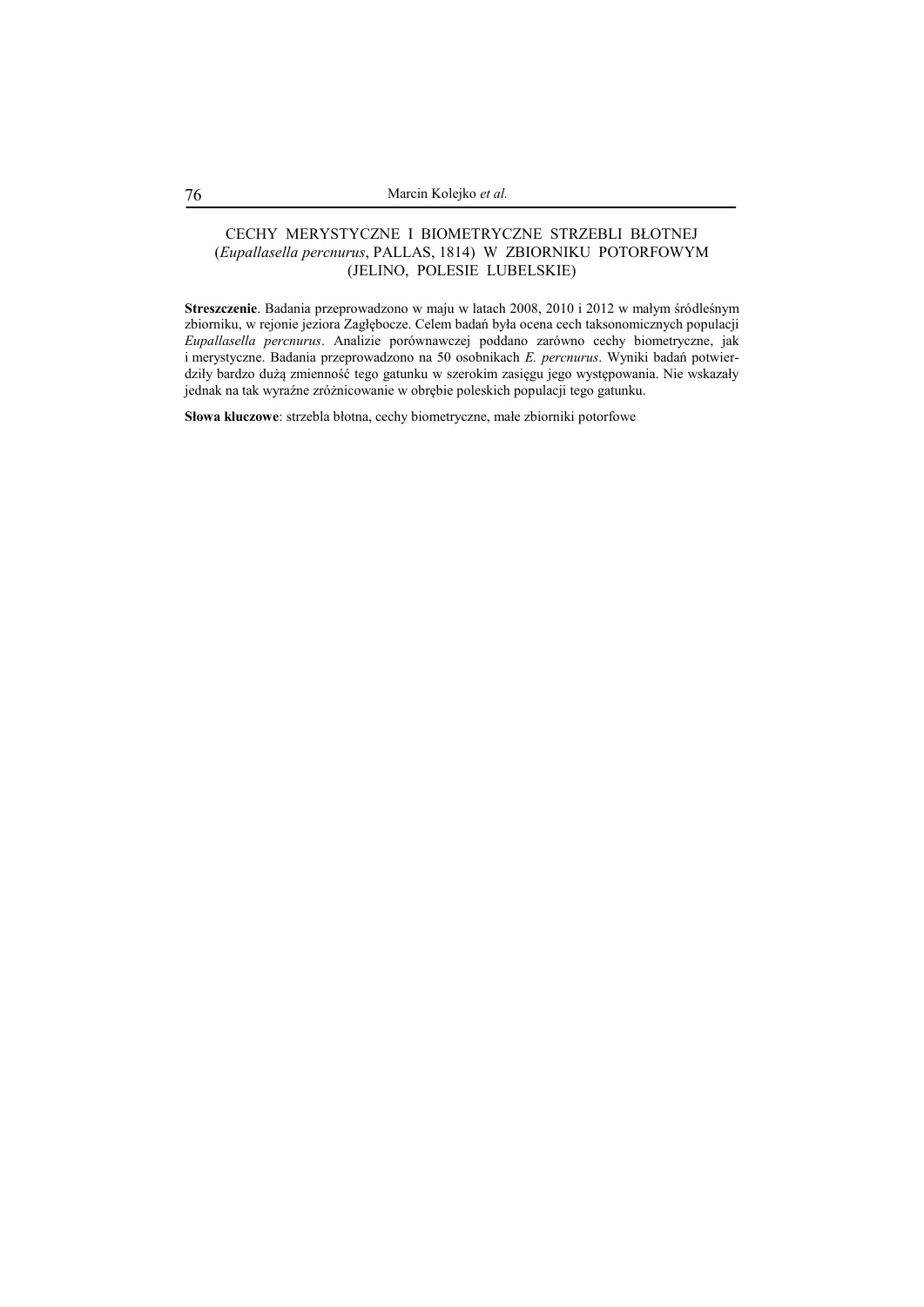## CECHY MERYSTYCZNE I BIOMETRYCZNE STRZEBLI BŁOTNEJ (*Eupallasella percnurus*, PALLAS, 1814) W ZBIORNIKU POTORFOWYM (JELINO, POLESIE LUBELSKIE)

**Streszczenie**. Badania przeprowadzono w maju w latach 2008, 2010 i 2012 w małym śródleśnym zbiorniku, w rejonie jeziora Zagłębocze. Celem badań była ocena cech taksonomicznych populacji *Eupallasella percnurus*. Analizie porównawczej poddano zarówno cechy biometryczne, jak i merystyczne. Badania przeprowadzono na 50 osobnikach *E. percnurus*. Wyniki badań potwierdziły bardzo dużą zmienność tego gatunku w szerokim zasięgu jego występowania. Nie wskazały jednak na tak wyraźne zróżnicowanie w obrębie poleskich populacji tego gatunku.

**Słowa kluczowe**: strzebla błotna, cechy biometryczne, małe zbiorniki potorfowe